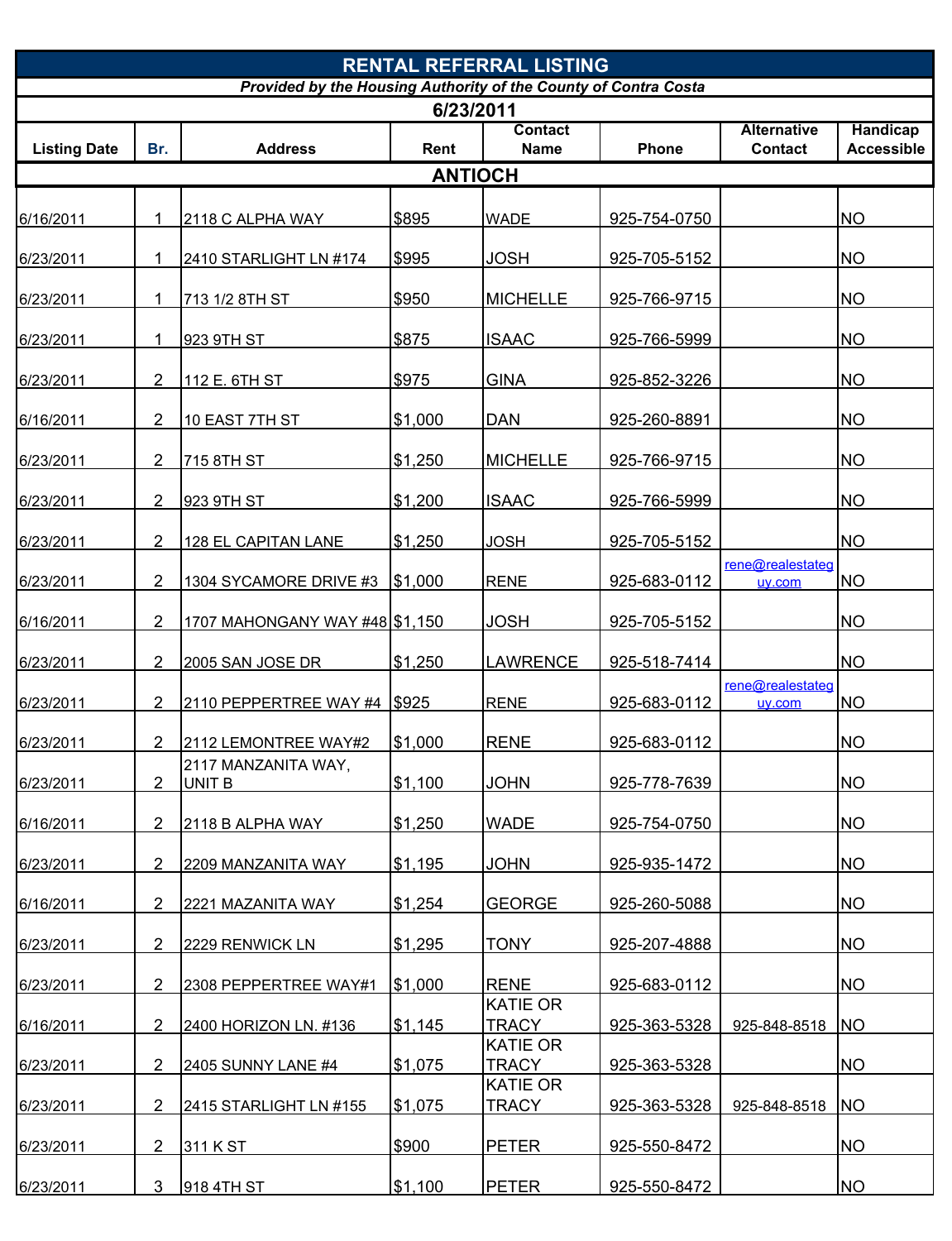# RENTAL REFERRAL LISTING

***Provided by the Housing Authority of the County of Contra Costa***

**6/23/2011**

| Listing Date | Br. | Address | Rent | Contact Name | Phone | Alternative Contact | Handicap Accessible |
|---|---|---|---|---|---|---|---|
| **ANTIOCH** | | | | | | | |
| 6/16/2011 | 1 | 2118 C ALPHA WAY | $895 | WADE | 925-754-0750 | | NO |
| 6/23/2011 | 1 | 2410 STARLIGHT LN #174 | $995 | JOSH | 925-705-5152 | | NO |
| 6/23/2011 | 1 | 713 1/2 8TH ST | $950 | MICHELLE | 925-766-9715 | | NO |
| 6/23/2011 | 1 | 923 9TH ST | $875 | ISAAC | 925-766-5999 | | NO |
| 6/23/2011 | 2 | 112 E. 6TH ST | $975 | GINA | 925-852-3226 | | NO |
| 6/16/2011 | 2 | 10 EAST 7TH ST | $1,000 | DAN | 925-260-8891 | | NO |
| 6/23/2011 | 2 | 715 8TH ST | $1,250 | MICHELLE | 925-766-9715 | | NO |
| 6/23/2011 | 2 | 923 9TH ST | $1,200 | ISAAC | 925-766-5999 | | NO |
| 6/23/2011 | 2 | 128 EL CAPITAN LANE | $1,250 | JOSH | 925-705-5152 | | NO |
| 6/23/2011 | 2 | 1304 SYCAMORE DRIVE #3 | $1,000 | RENE | 925-683-0112 | rene@realestateguy.com | NO |
| 6/16/2011 | 2 | 1707 MAHONGANY WAY #48 | $1,150 | JOSH | 925-705-5152 | | NO |
| 6/23/2011 | 2 | 2005 SAN JOSE DR | $1,250 | LAWRENCE | 925-518-7414 | | NO |
| 6/23/2011 | 2 | 2110 PEPPERTREE WAY #4 | $925 | RENE | 925-683-0112 | rene@realestateguy.com | NO |
| 6/23/2011 | 2 | 2112 LEMONTREE WAY#2 | $1,000 | RENE | 925-683-0112 | | NO |
| 6/23/2011 | 2 | 2117 MANZANITA WAY, UNIT B | $1,100 | JOHN | 925-778-7639 | | NO |
| 6/16/2011 | 2 | 2118 B ALPHA WAY | $1,250 | WADE | 925-754-0750 | | NO |
| 6/23/2011 | 2 | 2209 MANZANITA WAY | $1,195 | JOHN | 925-935-1472 | | NO |
| 6/16/2011 | 2 | 2221 MAZANITA WAY | $1,254 | GEORGE | 925-260-5088 | | NO |
| 6/23/2011 | 2 | 2229 RENWICK LN | $1,295 | TONY | 925-207-4888 | | NO |
| 6/23/2011 | 2 | 2308 PEPPERTREE WAY#1 | $1,000 | RENE | 925-683-0112 | | NO |
| 6/16/2011 | 2 | 2400 HORIZON LN. #136 | $1,145 | KATIE OR TRACY | 925-363-5328 | 925-848-8518 | NO |
| 6/23/2011 | 2 | 2405 SUNNY LANE #4 | $1,075 | KATIE OR TRACY | 925-363-5328 | | NO |
| 6/23/2011 | 2 | 2415 STARLIGHT LN #155 | $1,075 | KATIE OR TRACY | 925-363-5328 | 925-848-8518 | NO |
| 6/23/2011 | 2 | 311 K ST | $900 | PETER | 925-550-8472 | | NO |
| 6/23/2011 | 3 | 918 4TH ST | $1,100 | PETER | 925-550-8472 | | NO |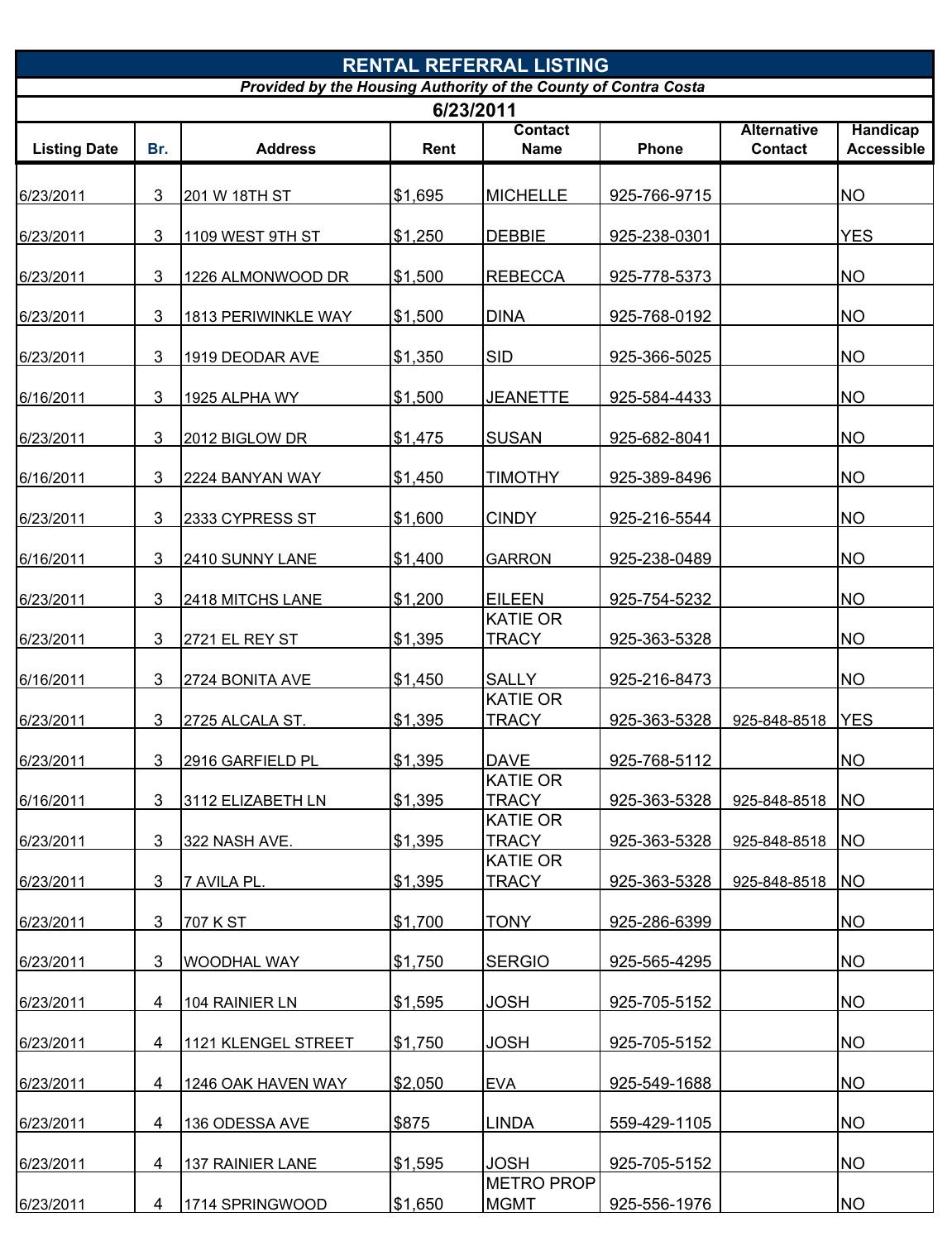# RENTAL REFERRAL LISTING

***Provided by the Housing Authority of the County of Contra Costa***

**6/23/2011**

| Listing Date | Br. | Address | Rent | Contact Name | Phone | Alternative Contact | Handicap Accessible |
|---|---|---|---|---|---|---|---|
| 6/23/2011 | 3 | 201 W 18TH ST | $1,695 | MICHELLE | 925-766-9715 | | NO |
| 6/23/2011 | 3 | 1109 WEST 9TH ST | $1,250 | DEBBIE | 925-238-0301 | | YES |
| 6/23/2011 | 3 | 1226 ALMONWOOD DR | $1,500 | REBECCA | 925-778-5373 | | NO |
| 6/23/2011 | 3 | 1813 PERIWINKLE WAY | $1,500 | DINA | 925-768-0192 | | NO |
| 6/23/2011 | 3 | 1919 DEODAR AVE | $1,350 | SID | 925-366-5025 | | NO |
| 6/16/2011 | 3 | 1925 ALPHA WY | $1,500 | JEANETTE | 925-584-4433 | | NO |
| 6/23/2011 | 3 | 2012 BIGLOW DR | $1,475 | SUSAN | 925-682-8041 | | NO |
| 6/16/2011 | 3 | 2224 BANYAN WAY | $1,450 | TIMOTHY | 925-389-8496 | | NO |
| 6/23/2011 | 3 | 2333 CYPRESS ST | $1,600 | CINDY | 925-216-5544 | | NO |
| 6/16/2011 | 3 | 2410 SUNNY LANE | $1,400 | GARRON | 925-238-0489 | | NO |
| 6/23/2011 | 3 | 2418 MITCHS LANE | $1,200 | EILEEN | 925-754-5232 | | NO |
| 6/23/2011 | 3 | 2721 EL REY ST | $1,395 | KATIE OR TRACY | 925-363-5328 | | NO |
| 6/16/2011 | 3 | 2724 BONITA AVE | $1,450 | SALLY | 925-216-8473 | | NO |
| 6/23/2011 | 3 | 2725 ALCALA ST. | $1,395 | KATIE OR TRACY | 925-363-5328 | 925-848-8518 | YES |
| 6/23/2011 | 3 | 2916 GARFIELD PL | $1,395 | DAVE | 925-768-5112 | | NO |
| 6/16/2011 | 3 | 3112 ELIZABETH LN | $1,395 | KATIE OR TRACY | 925-363-5328 | 925-848-8518 | NO |
| 6/23/2011 | 3 | 322 NASH AVE. | $1,395 | KATIE OR TRACY | 925-363-5328 | 925-848-8518 | NO |
| 6/23/2011 | 3 | 7 AVILA PL. | $1,395 | KATIE OR TRACY | 925-363-5328 | 925-848-8518 | NO |
| 6/23/2011 | 3 | 707 K ST | $1,700 | TONY | 925-286-6399 | | NO |
| 6/23/2011 | 3 | WOODHAL WAY | $1,750 | SERGIO | 925-565-4295 | | NO |
| 6/23/2011 | 4 | 104 RAINIER LN | $1,595 | JOSH | 925-705-5152 | | NO |
| 6/23/2011 | 4 | 1121 KLENGEL STREET | $1,750 | JOSH | 925-705-5152 | | NO |
| 6/23/2011 | 4 | 1246 OAK HAVEN WAY | $2,050 | EVA | 925-549-1688 | | NO |
| 6/23/2011 | 4 | 136 ODESSA AVE | $875 | LINDA | 559-429-1105 | | NO |
| 6/23/2011 | 4 | 137 RAINIER LANE | $1,595 | JOSH | 925-705-5152 | | NO |
| 6/23/2011 | 4 | 1714 SPRINGWOOD | $1,650 | METRO PROP MGMT | 925-556-1976 | | NO |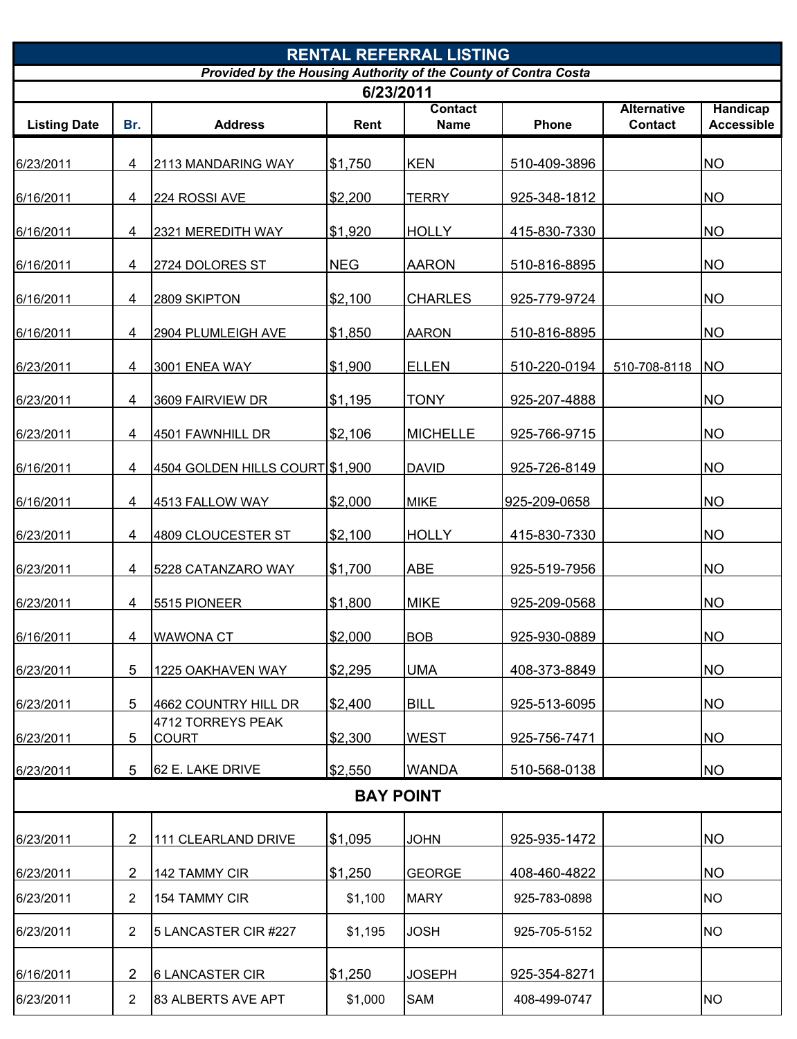# RENTAL REFERRAL LISTING

***Provided by the Housing Authority of the County of Contra Costa***

## 6/23/2011

| Listing Date | Br. | Address | Rent | Contact Name | Phone | Alternative Contact | Handicap Accessible |
|---|---|---|---|---|---|---|---|
| 6/23/2011 | 4 | 2113 MANDARING WAY | $1,750 | KEN | 510-409-3896 | | NO |
| 6/16/2011 | 4 | 224 ROSSI AVE | $2,200 | TERRY | 925-348-1812 | | NO |
| 6/16/2011 | 4 | 2321 MEREDITH WAY | $1,920 | HOLLY | 415-830-7330 | | NO |
| 6/16/2011 | 4 | 2724 DOLORES ST | NEG | AARON | 510-816-8895 | | NO |
| 6/16/2011 | 4 | 2809 SKIPTON | $2,100 | CHARLES | 925-779-9724 | | NO |
| 6/16/2011 | 4 | 2904 PLUMLEIGH AVE | $1,850 | AARON | 510-816-8895 | | NO |
| 6/23/2011 | 4 | 3001 ENEA WAY | $1,900 | ELLEN | 510-220-0194 | 510-708-8118 | NO |
| 6/23/2011 | 4 | 3609 FAIRVIEW DR | $1,195 | TONY | 925-207-4888 | | NO |
| 6/23/2011 | 4 | 4501 FAWNHILL DR | $2,106 | MICHELLE | 925-766-9715 | | NO |
| 6/16/2011 | 4 | 4504 GOLDEN HILLS COURT | $1,900 | DAVID | 925-726-8149 | | NO |
| 6/16/2011 | 4 | 4513 FALLOW WAY | $2,000 | MIKE | 925-209-0658 | | NO |
| 6/23/2011 | 4 | 4809 CLOUCESTER ST | $2,100 | HOLLY | 415-830-7330 | | NO |
| 6/23/2011 | 4 | 5228 CATANZARO WAY | $1,700 | ABE | 925-519-7956 | | NO |
| 6/23/2011 | 4 | 5515 PIONEER | $1,800 | MIKE | 925-209-0568 | | NO |
| 6/16/2011 | 4 | WAWONA CT | $2,000 | BOB | 925-930-0889 | | NO |
| 6/23/2011 | 5 | 1225 OAKHAVEN WAY | $2,295 | UMA | 408-373-8849 | | NO |
| 6/23/2011 | 5 | 4662 COUNTRY HILL DR | $2,400 | BILL | 925-513-6095 | | NO |
| 6/23/2011 | 5 | 4712 TORREYS PEAK COURT | $2,300 | WEST | 925-756-7471 | | NO |
| 6/23/2011 | 5 | 62 E. LAKE DRIVE | $2,550 | WANDA | 510-568-0138 | | NO |
| **BAY POINT** | | | | | | | |
| 6/23/2011 | 2 | 111 CLEARLAND DRIVE | $1,095 | JOHN | 925-935-1472 | | NO |
| 6/23/2011 | 2 | 142 TAMMY CIR | $1,250 | GEORGE | 408-460-4822 | | NO |
| 6/23/2011 | 2 | 154 TAMMY CIR | $1,100 | MARY | 925-783-0898 | | NO |
| 6/23/2011 | 2 | 5 LANCASTER CIR #227 | $1,195 | JOSH | 925-705-5152 | | NO |
| 6/16/2011 | 2 | 6 LANCASTER CIR | $1,250 | JOSEPH | 925-354-8271 | | |
| 6/23/2011 | 2 | 83 ALBERTS AVE APT | $1,000 | SAM | 408-499-0747 | | NO |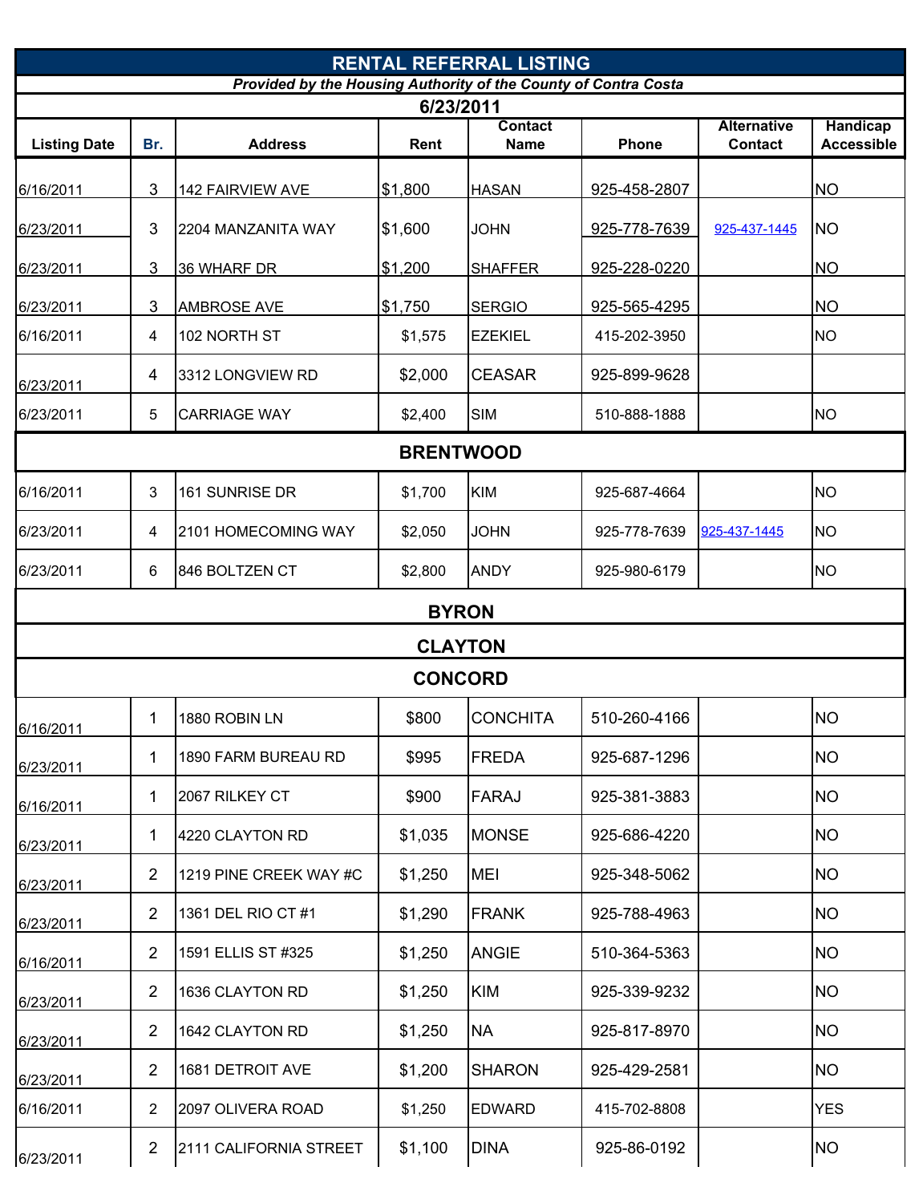# RENTAL REFERRAL LISTING

***Provided by the Housing Authority of the County of Contra Costa***

**6/23/2011**

| Listing Date | Br. | Address | Rent | Contact Name | Phone | Alternative Contact | Handicap Accessible |
|---|---|---|---|---|---|---|---|
| 6/16/2011 | 3 | 142 FAIRVIEW AVE | $1,800 | HASAN | 925-458-2807 | | NO |
| 6/23/2011 | 3 | 2204 MANZANITA WAY | $1,600 | JOHN | 925-778-7639 | 925-437-1445 | NO |
| 6/23/2011 | 3 | 36 WHARF DR | $1,200 | SHAFFER | 925-228-0220 | | NO |
| 6/23/2011 | 3 | AMBROSE AVE | $1,750 | SERGIO | 925-565-4295 | | NO |
| 6/16/2011 | 4 | 102 NORTH ST | $1,575 | EZEKIEL | 415-202-3950 | | NO |
| 6/23/2011 | 4 | 3312 LONGVIEW RD | $2,000 | CEASAR | 925-899-9628 | | |
| 6/23/2011 | 5 | CARRIAGE WAY | $2,400 | SIM | 510-888-1888 | | NO |
| **BRENTWOOD** | | | | | | | |
| 6/16/2011 | 3 | 161 SUNRISE DR | $1,700 | KIM | 925-687-4664 | | NO |
| 6/23/2011 | 4 | 2101 HOMECOMING WAY | $2,050 | JOHN | 925-778-7639 | 925-437-1445 | NO |
| 6/23/2011 | 6 | 846 BOLTZEN CT | $2,800 | ANDY | 925-980-6179 | | NO |
| **BYRON** | | | | | | | |
| **CLAYTON** | | | | | | | |
| **CONCORD** | | | | | | | |
| 6/16/2011 | 1 | 1880 ROBIN LN | $800 | CONCHITA | 510-260-4166 | | NO |
| 6/23/2011 | 1 | 1890 FARM BUREAU RD | $995 | FREDA | 925-687-1296 | | NO |
| 6/16/2011 | 1 | 2067 RILKEY CT | $900 | FARAJ | 925-381-3883 | | NO |
| 6/23/2011 | 1 | 4220 CLAYTON RD | $1,035 | MONSE | 925-686-4220 | | NO |
| 6/23/2011 | 2 | 1219 PINE CREEK WAY #C | $1,250 | MEI | 925-348-5062 | | NO |
| 6/23/2011 | 2 | 1361 DEL RIO CT #1 | $1,290 | FRANK | 925-788-4963 | | NO |
| 6/16/2011 | 2 | 1591 ELLIS ST #325 | $1,250 | ANGIE | 510-364-5363 | | NO |
| 6/23/2011 | 2 | 1636 CLAYTON RD | $1,250 | KIM | 925-339-9232 | | NO |
| 6/23/2011 | 2 | 1642 CLAYTON RD | $1,250 | NA | 925-817-8970 | | NO |
| 6/23/2011 | 2 | 1681 DETROIT AVE | $1,200 | SHARON | 925-429-2581 | | NO |
| 6/16/2011 | 2 | 2097 OLIVERA ROAD | $1,250 | EDWARD | 415-702-8808 | | YES |
| 6/23/2011 | 2 | 2111 CALIFORNIA STREET | $1,100 | DINA | 925-86-0192 | | NO |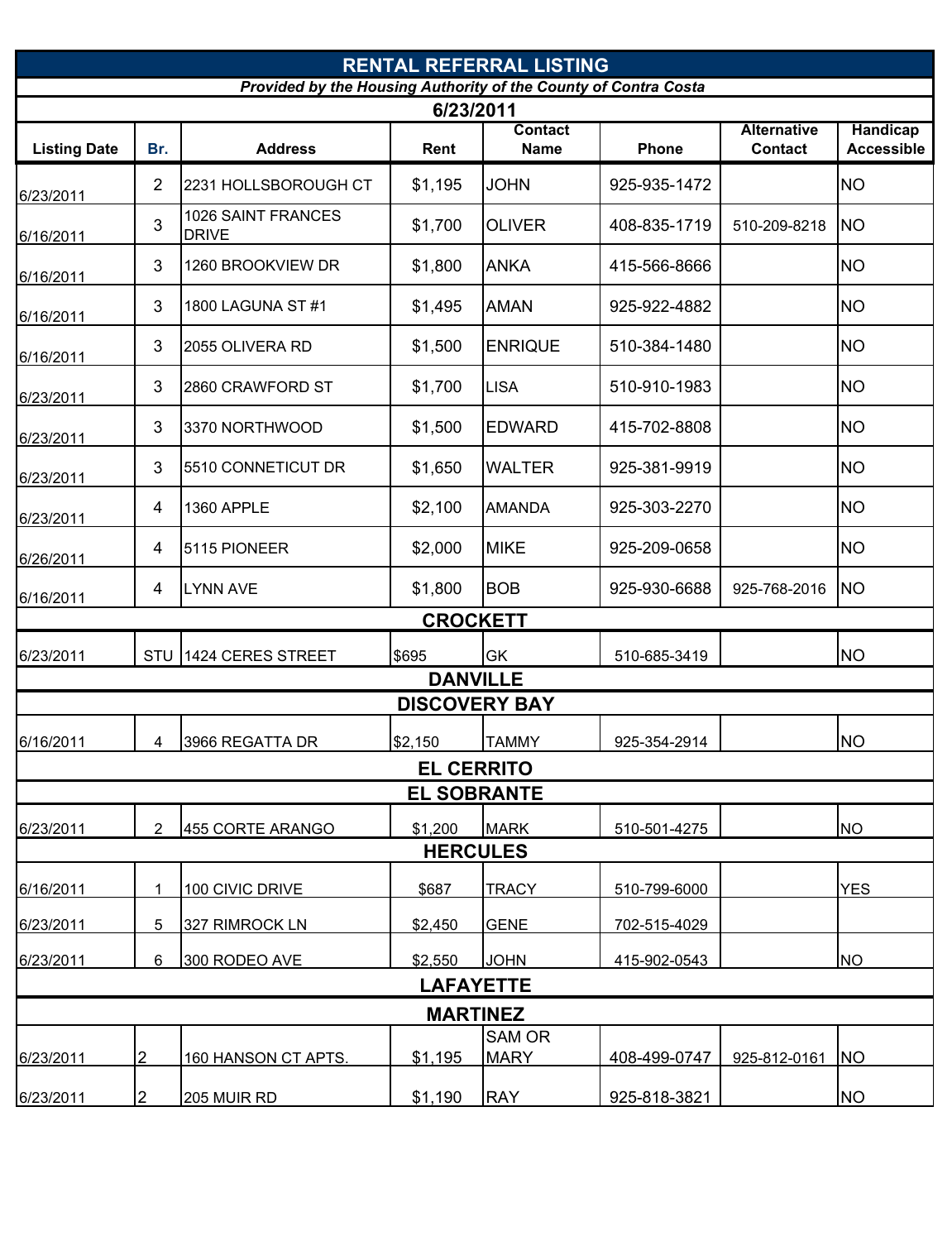# RENTAL REFERRAL LISTING

***Provided by the Housing Authority of the County of Contra Costa***

**6/23/2011**

| Listing Date | Br. | Address | Rent | Contact Name | Phone | Alternative Contact | Handicap Accessible |
|---|---|---|---|---|---|---|---|
| 6/23/2011 | 2 | 2231 HOLLSBOROUGH CT | $1,195 | JOHN | 925-935-1472 | | NO |
| 6/16/2011 | 3 | 1026 SAINT FRANCES DRIVE | $1,700 | OLIVER | 408-835-1719 | 510-209-8218 | NO |
| 6/16/2011 | 3 | 1260 BROOKVIEW DR | $1,800 | ANKA | 415-566-8666 | | NO |
| 6/16/2011 | 3 | 1800 LAGUNA ST #1 | $1,495 | AMAN | 925-922-4882 | | NO |
| 6/16/2011 | 3 | 2055 OLIVERA RD | $1,500 | ENRIQUE | 510-384-1480 | | NO |
| 6/23/2011 | 3 | 2860 CRAWFORD ST | $1,700 | LISA | 510-910-1983 | | NO |
| 6/23/2011 | 3 | 3370 NORTHWOOD | $1,500 | EDWARD | 415-702-8808 | | NO |
| 6/23/2011 | 3 | 5510 CONNETICUT DR | $1,650 | WALTER | 925-381-9919 | | NO |
| 6/23/2011 | 4 | 1360 APPLE | $2,100 | AMANDA | 925-303-2270 | | NO |
| 6/26/2011 | 4 | 5115 PIONEER | $2,000 | MIKE | 925-209-0658 | | NO |
| 6/16/2011 | 4 | LYNN AVE | $1,800 | BOB | 925-930-6688 | 925-768-2016 | NO |
| | | **CROCKETT** | | | | | |
| 6/23/2011 | STU | 1424 CERES STREET | $695 | GK | 510-685-3419 | | NO |
| | | **DANVILLE** | | | | | |
| | | **DISCOVERY BAY** | | | | | |
| 6/16/2011 | 4 | 3966 REGATTA DR | $2,150 | TAMMY | 925-354-2914 | | NO |
| | | **EL CERRITO** | | | | | |
| | | **EL SOBRANTE** | | | | | |
| 6/23/2011 | 2 | 455 CORTE ARANGO | $1,200 | MARK | 510-501-4275 | | NO |
| | | **HERCULES** | | | | | |
| 6/16/2011 | 1 | 100 CIVIC DRIVE | $687 | TRACY | 510-799-6000 | | YES |
| 6/23/2011 | 5 | 327 RIMROCK LN | $2,450 | GENE | 702-515-4029 | | |
| 6/23/2011 | 6 | 300 RODEO AVE | $2,550 | JOHN | 415-902-0543 | | NO |
| | | **LAFAYETTE** | | | | | |
| | | **MARTINEZ** | | | | | |
| 6/23/2011 | 2 | 160 HANSON CT APTS. | $1,195 | SAM OR MARY | 408-499-0747 | 925-812-0161 | NO |
| 6/23/2011 | 2 | 205 MUIR RD | $1,190 | RAY | 925-818-3821 | | NO |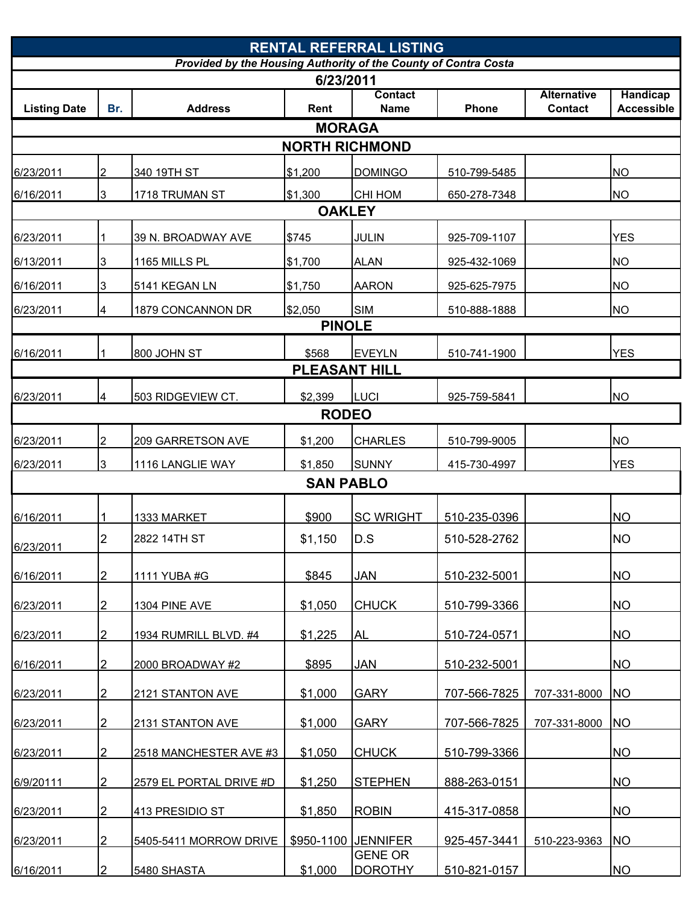| RENTAL REFERRAL LISTING | | | | | | | |
|---|---|---|---|---|---|---|---|
| *Provided by the Housing Authority of the County of Contra Costa* | | | | | | | |
| **6/23/2011** | | | | | | | |
| **Listing Date** | **Br.** | **Address** | **Rent** | **Contact Name** | **Phone** | **Alternative Contact** | **Handicap Accessible** |
| **MORAGA** | | | | | | | |
| **NORTH RICHMOND** | | | | | | | |
| 6/23/2011 | 2 | 340 19TH ST | $1,200 | DOMINGO | 510-799-5485 | | NO |
| 6/16/2011 | 3 | 1718 TRUMAN ST | $1,300 | CHI HOM | 650-278-7348 | | NO |
| **OAKLEY** | | | | | | | |
| 6/23/2011 | 1 | 39 N. BROADWAY AVE | $745 | JULIN | 925-709-1107 | | YES |
| 6/13/2011 | 3 | 1165 MILLS PL | $1,700 | ALAN | 925-432-1069 | | NO |
| 6/16/2011 | 3 | 5141 KEGAN LN | $1,750 | AARON | 925-625-7975 | | NO |
| 6/23/2011 | 4 | 1879 CONCANNON DR | $2,050 | SIM | 510-888-1888 | | NO |
| **PINOLE** | | | | | | | |
| 6/16/2011 | 1 | 800 JOHN ST | $568 | EVEYLN | 510-741-1900 | | YES |
| **PLEASANT HILL** | | | | | | | |
| 6/23/2011 | 4 | 503 RIDGEVIEW CT. | $2,399 | LUCI | 925-759-5841 | | NO |
| **RODEO** | | | | | | | |
| 6/23/2011 | 2 | 209 GARRETSON AVE | $1,200 | CHARLES | 510-799-9005 | | NO |
| 6/23/2011 | 3 | 1116 LANGLIE WAY | $1,850 | SUNNY | 415-730-4997 | | YES |
| **SAN PABLO** | | | | | | | |
| 6/16/2011 | 1 | 1333 MARKET | $900 | SC WRIGHT | 510-235-0396 | | NO |
| 6/23/2011 | 2 | 2822 14TH ST | $1,150 | D.S | 510-528-2762 | | NO |
| 6/16/2011 | 2 | 1111 YUBA #G | $845 | JAN | 510-232-5001 | | NO |
| 6/23/2011 | 2 | 1304 PINE AVE | $1,050 | CHUCK | 510-799-3366 | | NO |
| 6/23/2011 | 2 | 1934 RUMRILL BLVD. #4 | $1,225 | AL | 510-724-0571 | | NO |
| 6/16/2011 | 2 | 2000 BROADWAY #2 | $895 | JAN | 510-232-5001 | | NO |
| 6/23/2011 | 2 | 2121 STANTON AVE | $1,000 | GARY | 707-566-7825 | 707-331-8000 | NO |
| 6/23/2011 | 2 | 2131 STANTON AVE | $1,000 | GARY | 707-566-7825 | 707-331-8000 | NO |
| 6/23/2011 | 2 | 2518 MANCHESTER AVE #3 | $1,050 | CHUCK | 510-799-3366 | | NO |
| 6/9/20111 | 2 | 2579 EL PORTAL DRIVE #D | $1,250 | STEPHEN | 888-263-0151 | | NO |
| 6/23/2011 | 2 | 413 PRESIDIO ST | $1,850 | ROBIN | 415-317-0858 | | NO |
| 6/23/2011 | 2 | 5405-5411 MORROW DRIVE | $950-1100 | JENNIFER | 925-457-3441 | 510-223-9363 | NO |
| 6/16/2011 | 2 | 5480 SHASTA | $1,000 | GENE OR DOROTHY | 510-821-0157 | | NO |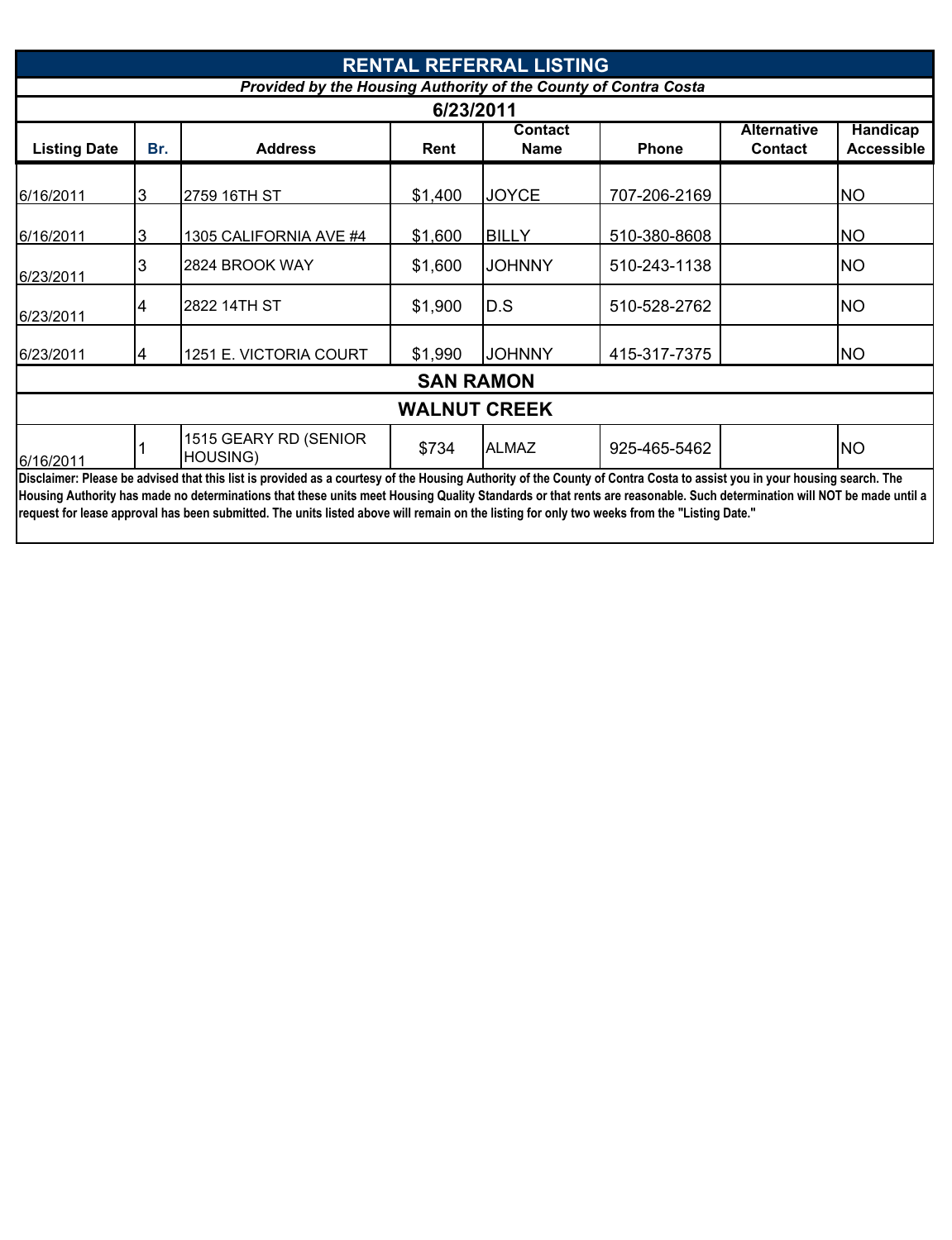# RENTAL REFERRAL LISTING

***Provided by the Housing Authority of the County of Contra Costa***

**6/23/2011**

| Listing Date | Br. | Address | Rent | Contact Name | Phone | Alternative Contact | Handicap Accessible |
|---|---|---|---|---|---|---|---|
| 6/16/2011 | 3 | 2759 16TH ST | $1,400 | JOYCE | 707-206-2169 | | NO |
| 6/16/2011 | 3 | 1305 CALIFORNIA AVE #4 | $1,600 | BILLY | 510-380-8608 | | NO |
| 6/23/2011 | 3 | 2824 BROOK WAY | $1,600 | JOHNNY | 510-243-1138 | | NO |
| 6/23/2011 | 4 | 2822 14TH ST | $1,900 | D.S | 510-528-2762 | | NO |
| 6/23/2011 | 4 | 1251 E. VICTORIA COURT | $1,990 | JOHNNY | 415-317-7375 | | NO |
| **SAN RAMON** | | | | | | | |
| **WALNUT CREEK** | | | | | | | |
| 6/16/2011 | 1 | 1515 GEARY RD (SENIOR HOUSING) | $734 | ALMAZ | 925-465-5462 | | NO |

**Disclaimer: Please be advised that this list is provided as a courtesy of the Housing Authority of the County of Contra Costa to assist you in your housing search. The Housing Authority has made no determinations that these units meet Housing Quality Standards or that rents are reasonable. Such determination will NOT be made until a request for lease approval has been submitted. The units listed above will remain on the listing for only two weeks from the "Listing Date."**